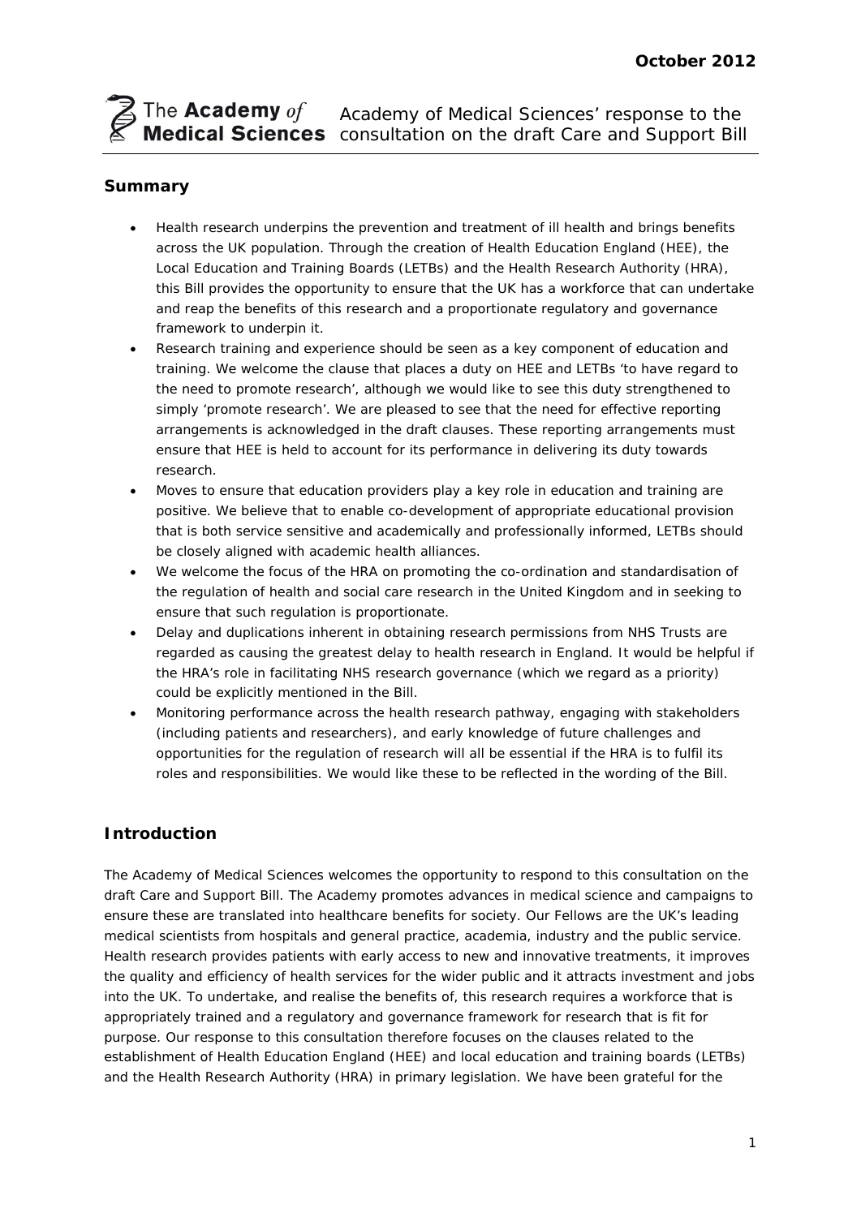October 2012

The **Academy** *of* **Medical Sciences** — Academy of Medical Sciences' response to the consultation on the draft Care and Support Bill

## Summary

- Health research underpins the prevention and treatment of ill health and brings benefits across the UK population. Through the creation of Health Education England (HEE), the Local Education and Training Boards (LETBs) and the Health Research Authority (HRA), this Bill provides the opportunity to ensure that the UK has a workforce that can undertake and reap the benefits of this research and a proportionate regulatory and governance framework to underpin it.
- Research training and experience should be seen as a key component of education and training. We welcome the clause that places a duty on HEE and LETBs 'to have regard to the need to promote research', although we would like to see this duty strengthened to simply 'promote research'. We are pleased to see that the need for effective reporting arrangements is acknowledged in the draft clauses. These reporting arrangements must ensure that HEE is held to account for its performance in delivering its duty towards research.
- Moves to ensure that education providers play a key role in education and training are positive. We believe that to enable co-development of appropriate educational provision that is both service sensitive and academically and professionally informed, LETBs should be closely aligned with academic health alliances.
- We welcome the focus of the HRA on promoting the co-ordination and standardisation of the regulation of health and social care research in the United Kingdom and in seeking to ensure that such regulation is proportionate.
- Delay and duplications inherent in obtaining research permissions from NHS Trusts are regarded as causing the greatest delay to health research in England. It would be helpful if the HRA's role in facilitating NHS research governance (which we regard as a priority) could be explicitly mentioned in the Bill.
- Monitoring performance across the health research pathway, engaging with stakeholders (including patients and researchers), and early knowledge of future challenges and opportunities for the regulation of research will all be essential if the HRA is to fulfil its roles and responsibilities. We would like these to be reflected in the wording of the Bill.

## Introduction

The Academy of Medical Sciences welcomes the opportunity to respond to this consultation on the draft Care and Support Bill. The Academy promotes advances in medical science and campaigns to ensure these are translated into healthcare benefits for society. Our Fellows are the UK's leading medical scientists from hospitals and general practice, academia, industry and the public service. Health research provides patients with early access to new and innovative treatments, it improves the quality and efficiency of health services for the wider public and it attracts investment and jobs into the UK. To undertake, and realise the benefits of, this research requires a workforce that is appropriately trained and a regulatory and governance framework for research that is fit for purpose. Our response to this consultation therefore focuses on the clauses related to the establishment of Health Education England (HEE) and local education and training boards (LETBs) and the Health Research Authority (HRA) in primary legislation. We have been grateful for the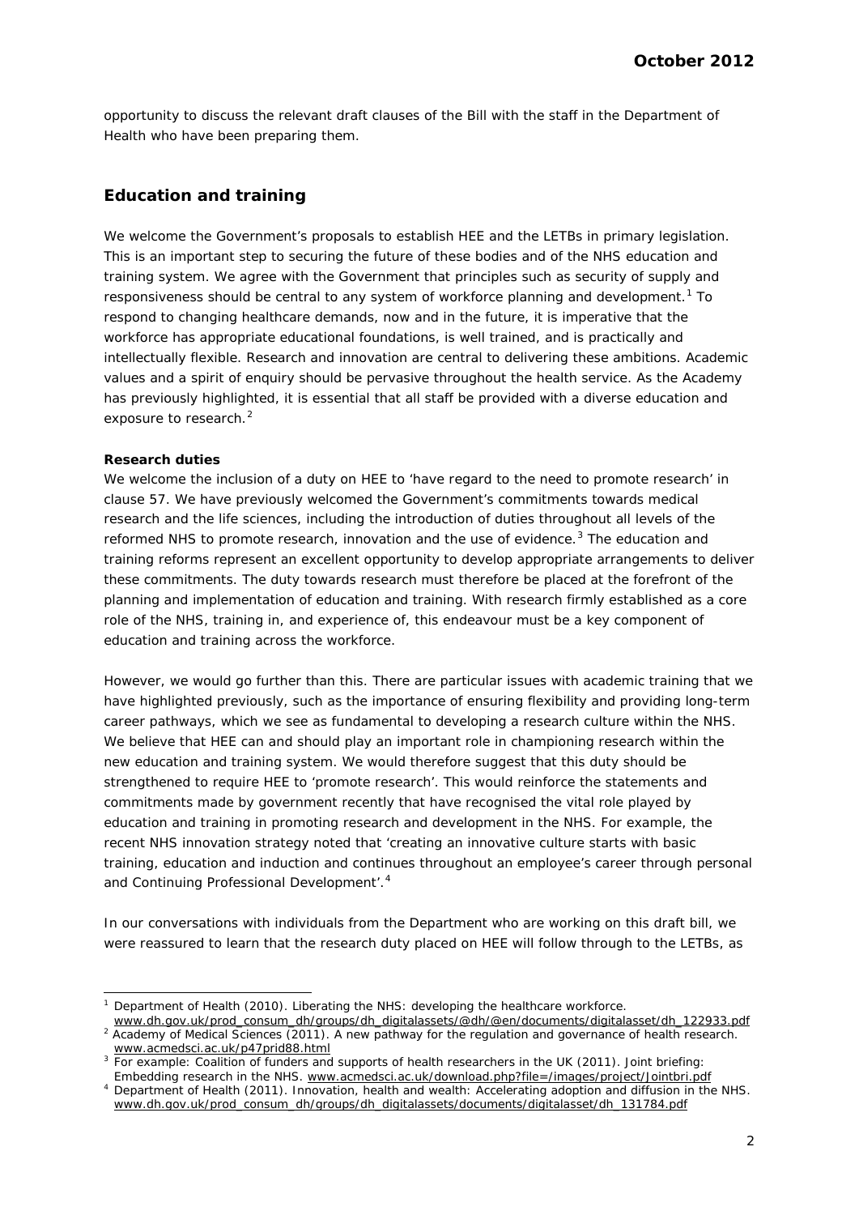opportunity to discuss the relevant draft clauses of the Bill with the staff in the Department of Health who have been preparing them.

## Education and training

We welcome the Government's proposals to establish HEE and the LETBs in primary legislation. This is an important step to securing the future of these bodies and of the NHS education and training system. We agree with the Government that principles such as security of supply and responsiveness should be central to any system of workforce planning and development.[1] To respond to changing healthcare demands, now and in the future, it is imperative that the workforce has appropriate educational foundations, is well trained, and is practically and intellectually flexible. Research and innovation are central to delivering these ambitions. Academic values and a spirit of enquiry should be pervasive throughout the health service. As the Academy has previously highlighted, it is essential that all staff be provided with a diverse education and exposure to research.[2]

**Research duties**

We welcome the inclusion of a duty on HEE to 'have regard to the need to promote research' in clause 57. We have previously welcomed the Government's commitments towards medical research and the life sciences, including the introduction of duties throughout all levels of the reformed NHS to promote research, innovation and the use of evidence.[3] The education and training reforms represent an excellent opportunity to develop appropriate arrangements to deliver these commitments. The duty towards research must therefore be placed at the forefront of the planning and implementation of education and training. With research firmly established as a core role of the NHS, training in, and experience of, this endeavour must be a key component of education and training across the workforce.

However, we would go further than this. There are particular issues with academic training that we have highlighted previously, such as the importance of ensuring flexibility and providing long-term career pathways, which we see as fundamental to developing a research culture within the NHS. We believe that HEE can and should play an important role in championing research within the new education and training system. We would therefore suggest that this duty should be strengthened to require HEE to 'promote research'. This would reinforce the statements and commitments made by government recently that have recognised the vital role played by education and training in promoting research and development in the NHS. For example, the recent NHS innovation strategy noted that 'creating an innovative culture starts with basic training, education and induction and continues throughout an employee's career through personal and Continuing Professional Development'.[4]

In our conversations with individuals from the Department who are working on this draft bill, we were reassured to learn that the research duty placed on HEE will follow through to the LETBs, as

---

[1] Department of Health (2010). *Liberating the NHS: developing the healthcare workforce.* www.dh.gov.uk/prod_consum_dh/groups/dh_digitalassets/@dh/@en/documents/digitalasset/dh_122933.pdf

[2] Academy of Medical Sciences (2011). *A new pathway for the regulation and governance of health research.* www.acmedsci.ac.uk/p47prid88.html

[3] For example: Coalition of funders and supports of health researchers in the UK (2011). *Joint briefing: Embedding research in the NHS.* www.acmedsci.ac.uk/download.php?file=/images/project/Jointbri.pdf

[4] Department of Health (2011). *Innovation, health and wealth: Accelerating adoption and diffusion in the NHS.* www.dh.gov.uk/prod_consum_dh/groups/dh_digitalassets/documents/digitalasset/dh_131784.pdf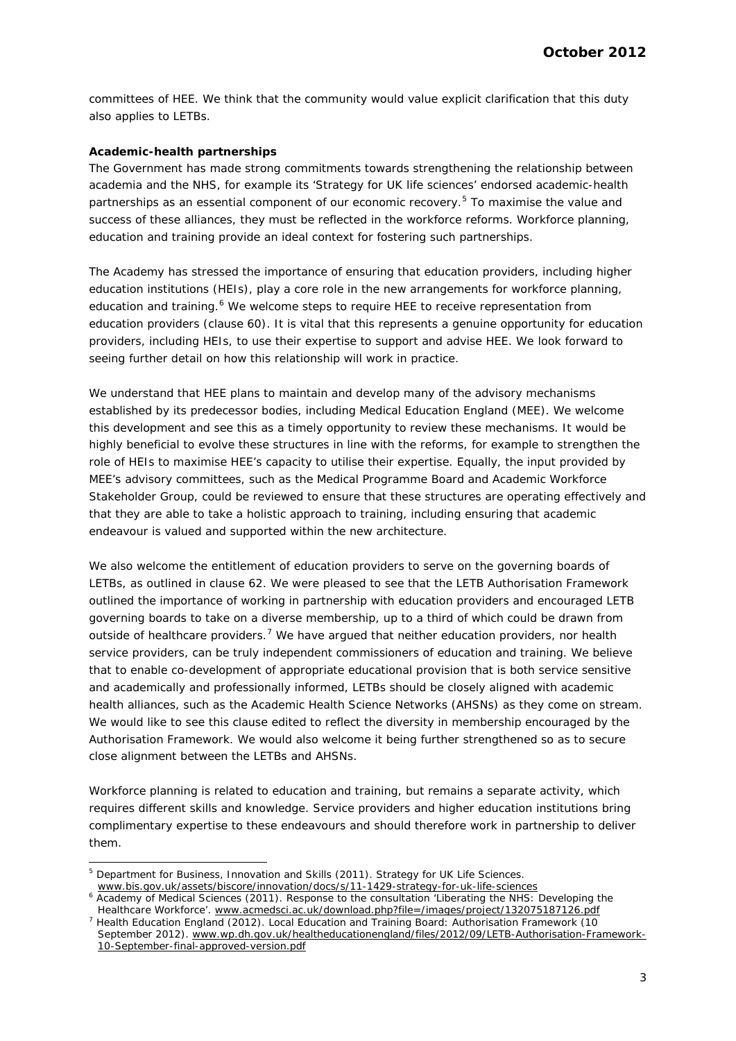committees of HEE. We think that the community would value explicit clarification that this duty also applies to LETBs.

**Academic-health partnerships**

The Government has made strong commitments towards strengthening the relationship between academia and the NHS, for example its 'Strategy for UK life sciences' endorsed academic-health partnerships as an essential component of our economic recovery.[5] To maximise the value and success of these alliances, they must be reflected in the workforce reforms. Workforce planning, education and training provide an ideal context for fostering such partnerships.

The Academy has stressed the importance of ensuring that education providers, including higher education institutions (HEIs), play a core role in the new arrangements for workforce planning, education and training.[6] We welcome steps to require HEE to receive representation from education providers (clause 60). It is vital that this represents a genuine opportunity for education providers, including HEIs, to use their expertise to support and advise HEE. We look forward to seeing further detail on how this relationship will work in practice.

We understand that HEE plans to maintain and develop many of the advisory mechanisms established by its predecessor bodies, including Medical Education England (MEE). We welcome this development and see this as a timely opportunity to review these mechanisms. It would be highly beneficial to evolve these structures in line with the reforms, for example to strengthen the role of HEIs to maximise HEE's capacity to utilise their expertise. Equally, the input provided by MEE's advisory committees, such as the Medical Programme Board and Academic Workforce Stakeholder Group, could be reviewed to ensure that these structures are operating effectively and that they are able to take a holistic approach to training, including ensuring that academic endeavour is valued and supported within the new architecture.

We also welcome the entitlement of education providers to serve on the governing boards of LETBs, as outlined in clause 62. We were pleased to see that the LETB Authorisation Framework outlined the importance of working in partnership with education providers and encouraged LETB governing boards to take on a diverse membership, up to a third of which could be drawn from outside of healthcare providers.[7] We have argued that neither education providers, nor health service providers, can be truly independent commissioners of education and training. We believe that to enable co-development of appropriate educational provision that is both service sensitive and academically and professionally informed, LETBs should be closely aligned with academic health alliances, such as the Academic Health Science Networks (AHSNs) as they come on stream. We would like to see this clause edited to reflect the diversity in membership encouraged by the Authorisation Framework. We would also welcome it being further strengthened so as to secure close alignment between the LETBs and AHSNs.

Workforce planning is related to education and training, but remains a separate activity, which requires different skills and knowledge. Service providers and higher education institutions bring complimentary expertise to these endeavours and should therefore work in partnership to deliver them.

---

[5] Department for Business, Innovation and Skills (2011). Strategy for UK Life Sciences. www.bis.gov.uk/assets/biscore/innovation/docs/s/11-1429-strategy-for-uk-life-sciences

[6] Academy of Medical Sciences (2011). Response to the consultation 'Liberating the NHS: Developing the Healthcare Workforce'. www.acmedsci.ac.uk/download.php?file=/images/project/132075187126.pdf

[7] Health Education England (2012). Local Education and Training Board: Authorisation Framework (10 September 2012). www.wp.dh.gov.uk/healtheducationengland/files/2012/09/LETB-Authorisation-Framework-10-September-final-approved-version.pdf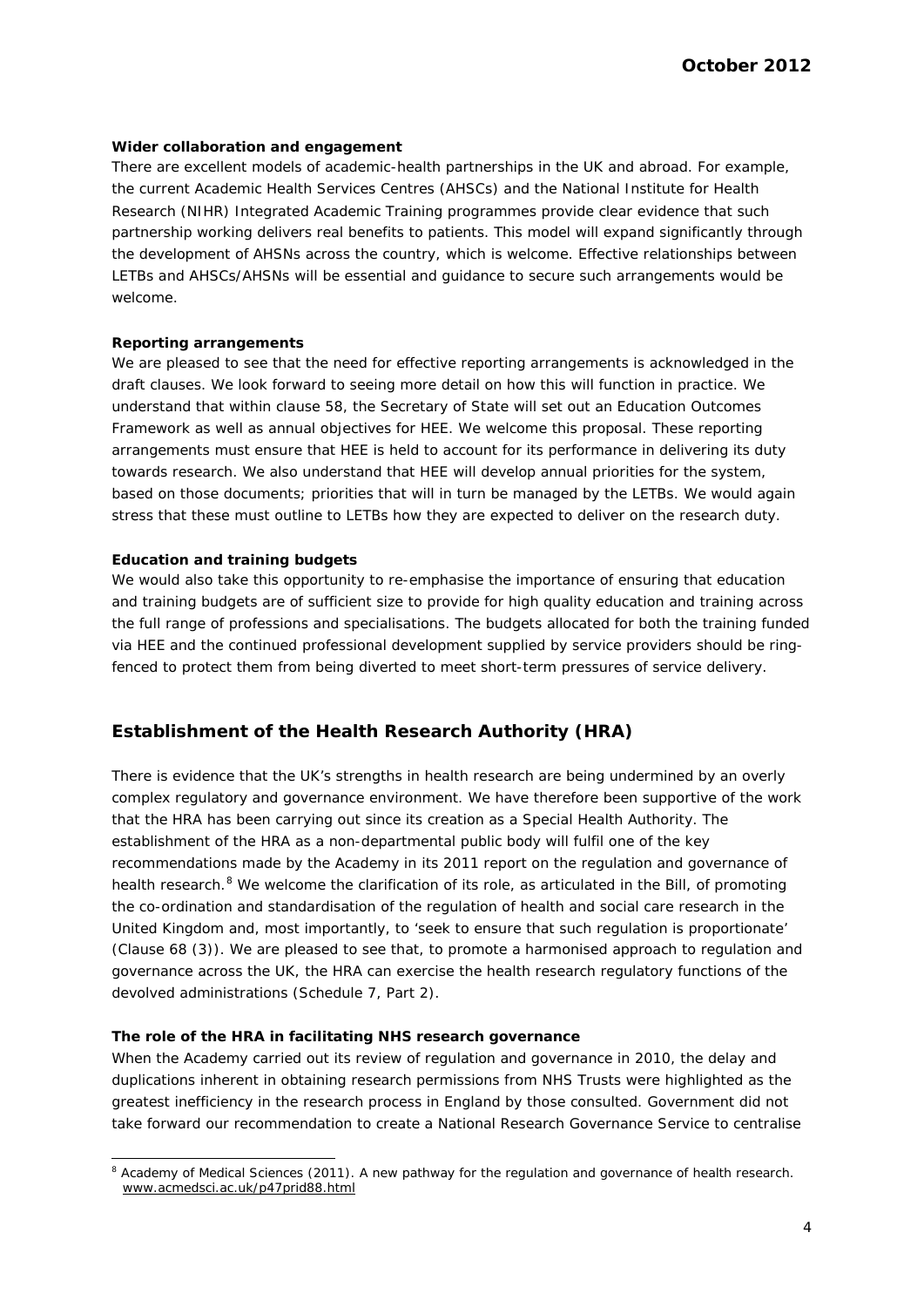**Wider collaboration and engagement**

There are excellent models of academic-health partnerships in the UK and abroad. For example, the current Academic Health Services Centres (AHSCs) and the National Institute for Health Research (NIHR) Integrated Academic Training programmes provide clear evidence that such partnership working delivers real benefits to patients. This model will expand significantly through the development of AHSNs across the country, which is welcome. Effective relationships between LETBs and AHSCs/AHSNs will be essential and guidance to secure such arrangements would be welcome.

**Reporting arrangements**

We are pleased to see that the need for effective reporting arrangements is acknowledged in the draft clauses. We look forward to seeing more detail on how this will function in practice. We understand that within clause 58, the Secretary of State will set out an Education Outcomes Framework as well as annual objectives for HEE. We welcome this proposal. These reporting arrangements must ensure that HEE is held to account for its performance in delivering its duty towards research. We also understand that HEE will develop annual priorities for the system, based on those documents; priorities that will in turn be managed by the LETBs. We would again stress that these must outline to LETBs how they are expected to deliver on the research duty.

**Education and training budgets**

We would also take this opportunity to re-emphasise the importance of ensuring that education and training budgets are of sufficient size to provide for high quality education and training across the full range of professions and specialisations. The budgets allocated for both the training funded via HEE and the continued professional development supplied by service providers should be ring-fenced to protect them from being diverted to meet short-term pressures of service delivery.

## Establishment of the Health Research Authority (HRA)

There is evidence that the UK's strengths in health research are being undermined by an overly complex regulatory and governance environment. We have therefore been supportive of the work that the HRA has been carrying out since its creation as a Special Health Authority. The establishment of the HRA as a non-departmental public body will fulfil one of the key recommendations made by the Academy in its 2011 report on the regulation and governance of health research.[8] We welcome the clarification of its role, as articulated in the Bill, of promoting the co-ordination and standardisation of the regulation of health and social care research in the United Kingdom and, most importantly, to 'seek to ensure that such regulation is proportionate' (Clause 68 (3)). We are pleased to see that, to promote a harmonised approach to regulation and governance across the UK, the HRA can exercise the health research regulatory functions of the devolved administrations (Schedule 7, Part 2).

**The role of the HRA in facilitating NHS research governance**

When the Academy carried out its review of regulation and governance in 2010, the delay and duplications inherent in obtaining research permissions from NHS Trusts were highlighted as the greatest inefficiency in the research process in England by those consulted. Government did not take forward our recommendation to create a National Research Governance Service to centralise

---

[8] Academy of Medical Sciences (2011). A new pathway for the regulation and governance of health research. www.acmedsci.ac.uk/p47prid88.html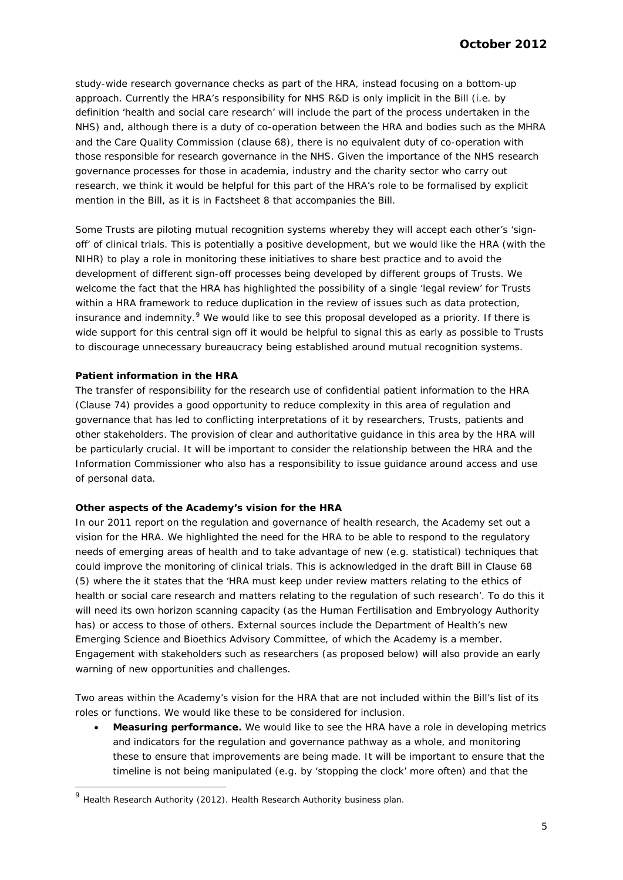study-wide research governance checks as part of the HRA, instead focusing on a bottom-up approach. Currently the HRA's responsibility for NHS R&D is only implicit in the Bill (i.e. by definition 'health and social care research' will include the part of the process undertaken in the NHS) and, although there is a duty of co-operation between the HRA and bodies such as the MHRA and the Care Quality Commission (clause 68), there is no equivalent duty of co-operation with those responsible for research governance in the NHS. Given the importance of the NHS research governance processes for those in academia, industry and the charity sector who carry out research, we think it would be helpful for this part of the HRA's role to be formalised by explicit mention in the Bill, as it is in Factsheet 8 that accompanies the Bill.

Some Trusts are piloting mutual recognition systems whereby they will accept each other's 'sign-off' of clinical trials. This is potentially a positive development, but we would like the HRA (with the NIHR) to play a role in monitoring these initiatives to share best practice and to avoid the development of different sign-off processes being developed by different groups of Trusts. We welcome the fact that the HRA has highlighted the possibility of a single 'legal review' for Trusts within a HRA framework to reduce duplication in the review of issues such as data protection, insurance and indemnity.[9] We would like to see this proposal developed as a priority. If there is wide support for this central sign off it would be helpful to signal this as early as possible to Trusts to discourage unnecessary bureaucracy being established around mutual recognition systems.

**Patient information in the HRA**

The transfer of responsibility for the research use of confidential patient information to the HRA (Clause 74) provides a good opportunity to reduce complexity in this area of regulation and governance that has led to conflicting interpretations of it by researchers, Trusts, patients and other stakeholders. The provision of clear and authoritative guidance in this area by the HRA will be particularly crucial. It will be important to consider the relationship between the HRA and the Information Commissioner who also has a responsibility to issue guidance around access and use of personal data.

**Other aspects of the Academy's vision for the HRA**

In our 2011 report on the regulation and governance of health research, the Academy set out a vision for the HRA. We highlighted the need for the HRA to be able to respond to the regulatory needs of emerging areas of health and to take advantage of new (e.g. statistical) techniques that could improve the monitoring of clinical trials. This is acknowledged in the draft Bill in Clause 68 (5) where the it states that the 'HRA must keep under review matters relating to the ethics of health or social care research and matters relating to the regulation of such research'. To do this it will need its own horizon scanning capacity (as the Human Fertilisation and Embryology Authority has) or access to those of others. External sources include the Department of Health's new Emerging Science and Bioethics Advisory Committee, of which the Academy is a member. Engagement with stakeholders such as researchers (as proposed below) will also provide an early warning of new opportunities and challenges.

Two areas within the Academy's vision for the HRA that are not included within the Bill's list of its roles or functions. We would like these to be considered for inclusion.

- **Measuring performance.** We would like to see the HRA have a role in developing metrics and indicators for the regulation and governance pathway as a whole, and monitoring these to ensure that improvements are being made. It will be important to ensure that the timeline is not being manipulated (e.g. by 'stopping the clock' more often) and that the

[9] Health Research Authority (2012). Health Research Authority business plan.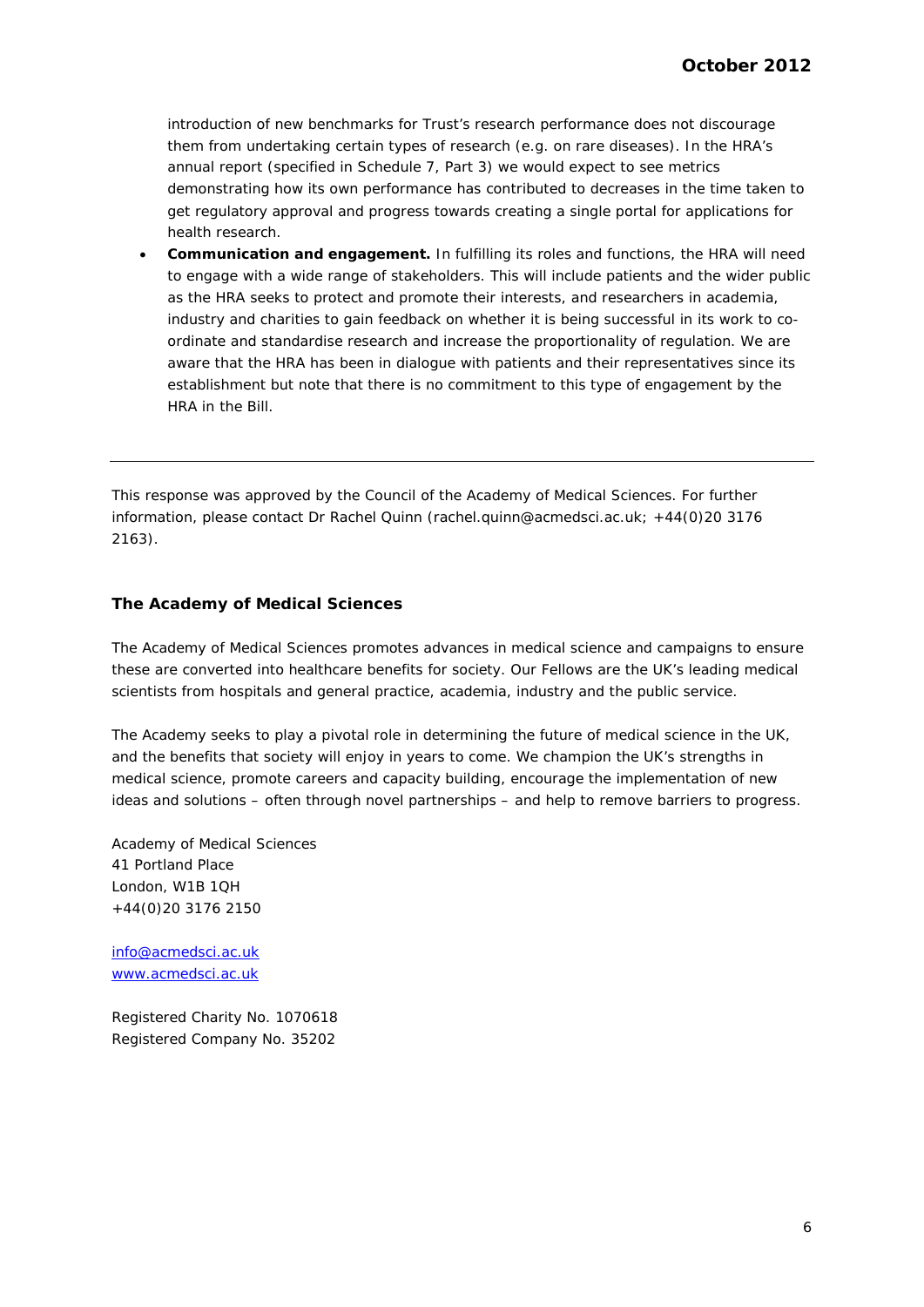introduction of new benchmarks for Trust's research performance does not discourage them from undertaking certain types of research (e.g. on rare diseases). In the HRA's annual report (specified in Schedule 7, Part 3) we would expect to see metrics demonstrating how its own performance has contributed to decreases in the time taken to get regulatory approval and progress towards creating a single portal for applications for health research.

- **Communication and engagement.** In fulfilling its roles and functions, the HRA will need to engage with a wide range of stakeholders. This will include patients and the wider public as the HRA seeks to protect and promote their interests, and researchers in academia, industry and charities to gain feedback on whether it is being successful in its work to co-ordinate and standardise research and increase the proportionality of regulation. We are aware that the HRA has been in dialogue with patients and their representatives since its establishment but note that there is no commitment to this type of engagement by the HRA in the Bill.

---

This response was approved by the Council of the Academy of Medical Sciences. For further information, please contact Dr Rachel Quinn (rachel.quinn@acmedsci.ac.uk; +44(0)20 3176 2163).

### The Academy of Medical Sciences

The Academy of Medical Sciences promotes advances in medical science and campaigns to ensure these are converted into healthcare benefits for society. Our Fellows are the UK's leading medical scientists from hospitals and general practice, academia, industry and the public service.

The Academy seeks to play a pivotal role in determining the future of medical science in the UK, and the benefits that society will enjoy in years to come. We champion the UK's strengths in medical science, promote careers and capacity building, encourage the implementation of new ideas and solutions – often through novel partnerships – and help to remove barriers to progress.

Academy of Medical Sciences
41 Portland Place
London, W1B 1QH
+44(0)20 3176 2150

info@acmedsci.ac.uk
www.acmedsci.ac.uk

Registered Charity No. 1070618
Registered Company No. 35202